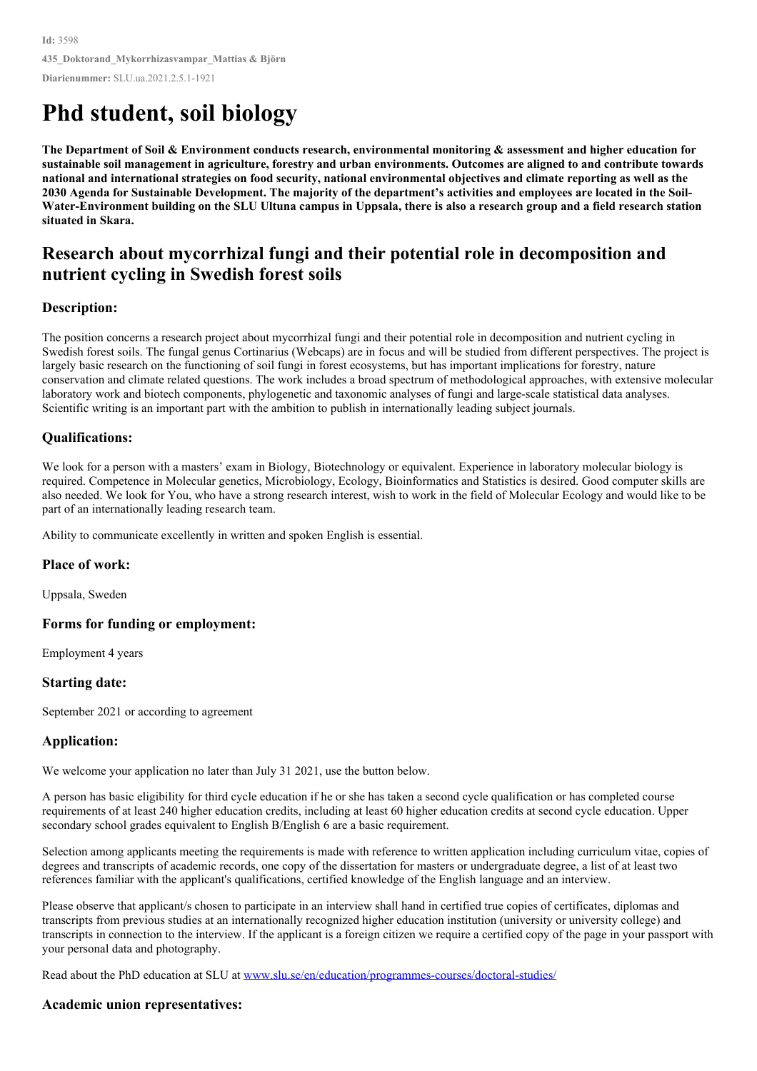**Id:** 3598

**435_Doktorand_Mykorrhizasvampar_Mattias & Björn**

**Diarienummer:** SLU.ua.2021.2.5.1-1921

# Phd student, soil biology

**The Department of Soil & Environment conducts research, environmental monitoring & assessment and higher education for sustainable soil management in agriculture, forestry and urban environments. Outcomes are aligned to and contribute towards national and international strategies on food security, national environmental objectives and climate reporting as well as the 2030 Agenda for Sustainable Development. The majority of the department's activities and employees are located in the Soil-Water-Environment building on the SLU Ultuna campus in Uppsala, there is also a research group and a field research station situated in Skara.**

## Research about mycorrhizal fungi and their potential role in decomposition and nutrient cycling in Swedish forest soils

### Description:

The position concerns a research project about mycorrhizal fungi and their potential role in decomposition and nutrient cycling in Swedish forest soils. The fungal genus Cortinarius (Webcaps) are in focus and will be studied from different perspectives. The project is largely basic research on the functioning of soil fungi in forest ecosystems, but has important implications for forestry, nature conservation and climate related questions. The work includes a broad spectrum of methodological approaches, with extensive molecular laboratory work and biotech components, phylogenetic and taxonomic analyses of fungi and large-scale statistical data analyses. Scientific writing is an important part with the ambition to publish in internationally leading subject journals.

### Qualifications:

We look for a person with a masters' exam in Biology, Biotechnology or equivalent. Experience in laboratory molecular biology is required. Competence in Molecular genetics, Microbiology, Ecology, Bioinformatics and Statistics is desired. Good computer skills are also needed. We look for You, who have a strong research interest, wish to work in the field of Molecular Ecology and would like to be part of an internationally leading research team.

Ability to communicate excellently in written and spoken English is essential.

### Place of work:

Uppsala, Sweden

### Forms for funding or employment:

Employment 4 years

### Starting date:

September 2021 or according to agreement

### Application:

We welcome your application no later than July 31 2021, use the button below.

A person has basic eligibility for third cycle education if he or she has taken a second cycle qualification or has completed course requirements of at least 240 higher education credits, including at least 60 higher education credits at second cycle education. Upper secondary school grades equivalent to English B/English 6 are a basic requirement.

Selection among applicants meeting the requirements is made with reference to written application including curriculum vitae, copies of degrees and transcripts of academic records, one copy of the dissertation for masters or undergraduate degree, a list of at least two references familiar with the applicant's qualifications, certified knowledge of the English language and an interview.

Please observe that applicant/s chosen to participate in an interview shall hand in certified true copies of certificates, diplomas and transcripts from previous studies at an internationally recognized higher education institution (university or university college) and transcripts in connection to the interview. If the applicant is a foreign citizen we require a certified copy of the page in your passport with your personal data and photography.

Read about the PhD education at SLU at [www.slu.se/en/education/programmes-courses/doctoral-studies/](www.slu.se/en/education/programmes-courses/doctoral-studies/)

### Academic union representatives: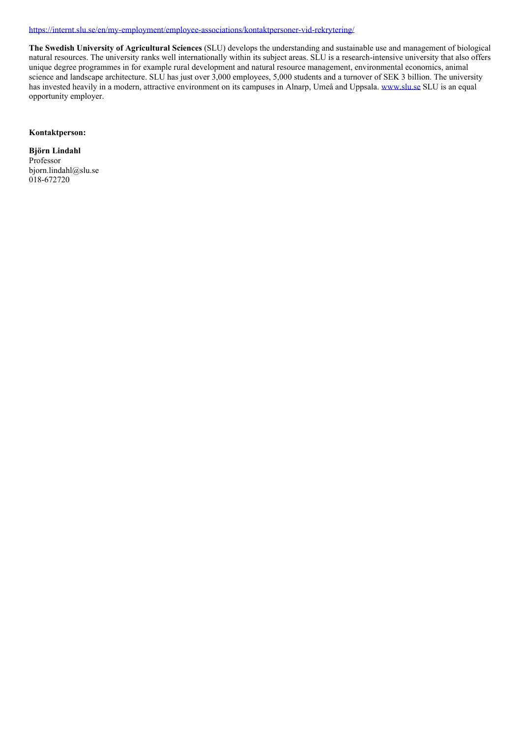https://internt.slu.se/en/my-employment/employee-associations/kontaktpersoner-vid-rekrytering/

**The Swedish University of Agricultural Sciences** (SLU) develops the understanding and sustainable use and management of biological natural resources. The university ranks well internationally within its subject areas. SLU is a research-intensive university that also offers unique degree programmes in for example rural development and natural resource management, environmental economics, animal science and landscape architecture. SLU has just over 3,000 employees, 5,000 students and a turnover of SEK 3 billion. The university has invested heavily in a modern, attractive environment on its campuses in Alnarp, Umeå and Uppsala. www.slu.se SLU is an equal opportunity employer.

**Kontaktperson:**

**Björn Lindahl**
Professor
bjorn.lindahl@slu.se
018-672720